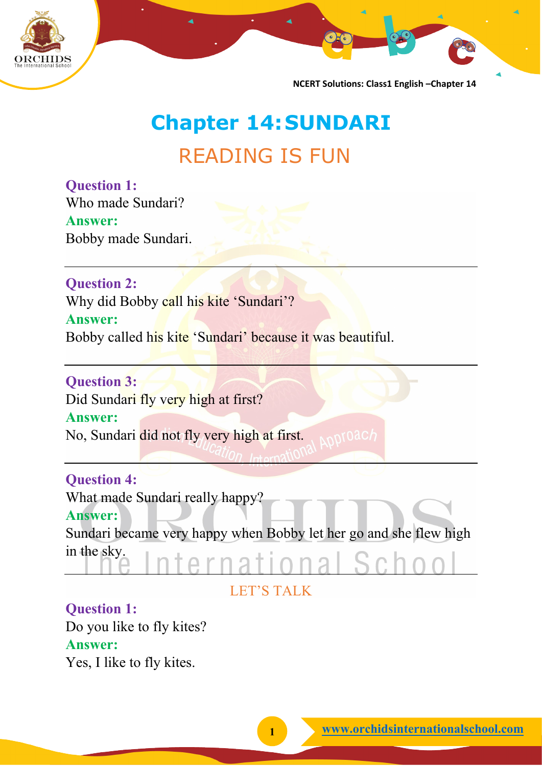# Chapter 14: SUNDARI

## READING IS FUN

**Question 1:**
Who made Sundari?
**Answer:**
Bobby made Sundari.

---

**Question 2:**
Why did Bobby call his kite 'Sundari'?
**Answer:**
Bobby called his kite 'Sundari' because it was beautiful.

---

**Question 3:**
Did Sundari fly very high at first?
**Answer:**
No, Sundari did not fly very high at first.

---

**Question 4:**
What made Sundari really happy?
**Answer:**
Sundari became very happy when Bobby let her go and she flew high in the sky.

---

## LET'S TALK

**Question 1:**
Do you like to fly kites?
**Answer:**
Yes, I like to fly kites.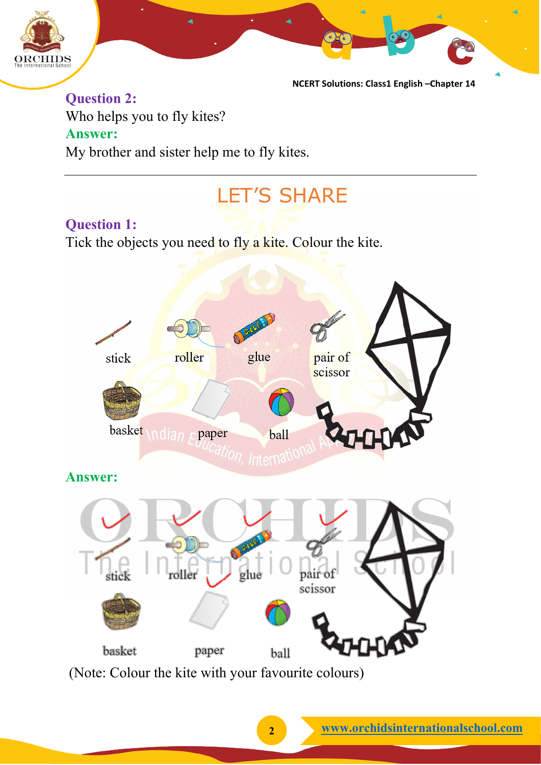**Question 2:**

Who helps you to fly kites?

**Answer:**

My brother and sister help me to fly kites.

---

## LET'S SHARE

**Question 1:**

Tick the objects you need to fly a kite. Colour the kite.

stick roller glue pair of scissor

basket paper ball

**Answer:**

stick roller glue pair of scissor

basket paper ball

(Note: Colour the kite with your favourite colours)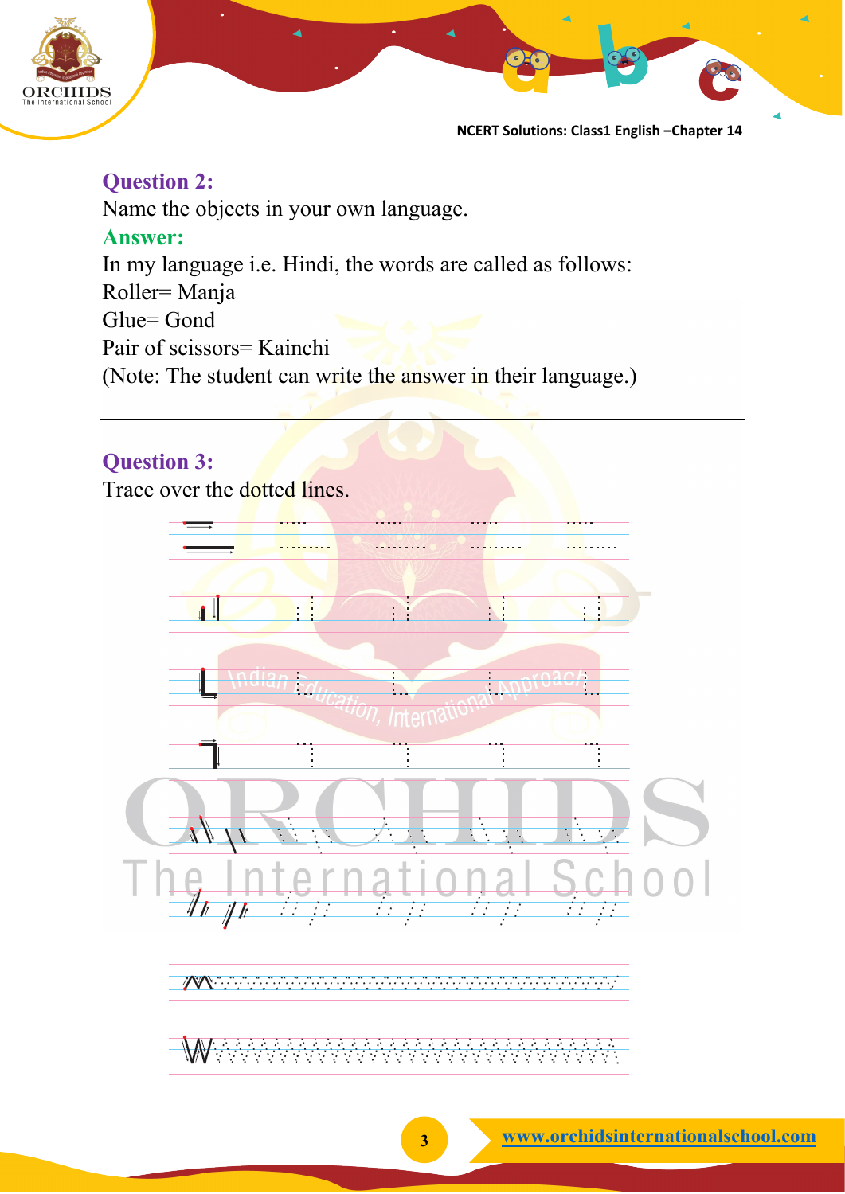**Question 2:**

Name the objects in your own language.

**Answer:**

In my language i.e. Hindi, the words are called as follows:

Roller= Manja

Glue= Gond

Pair of scissors= Kainchi

(Note: The student can write the answer in their language.)

---

**Question 3:**

Trace over the dotted lines.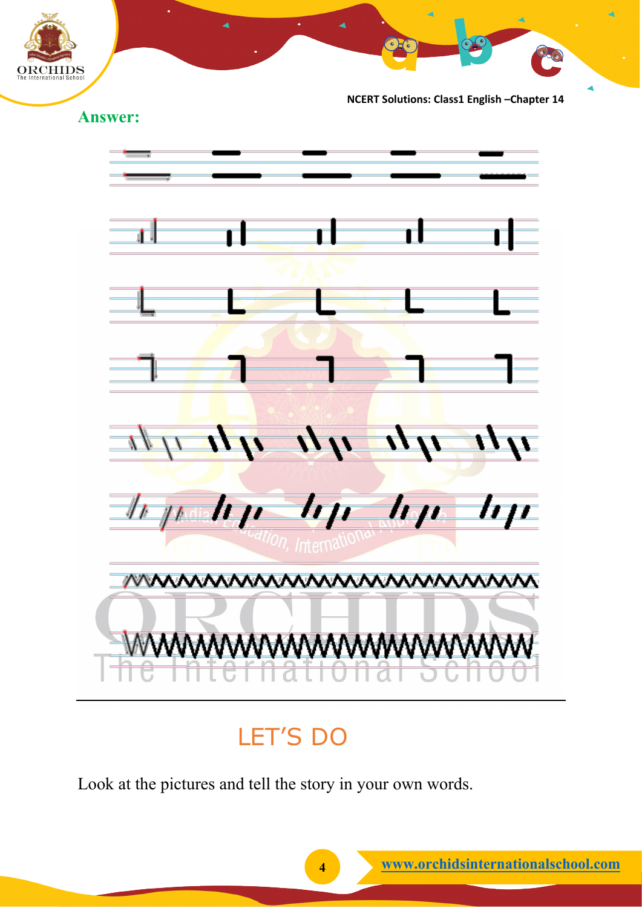**Answer:**

## LET'S DO

Look at the pictures and tell the story in your own words.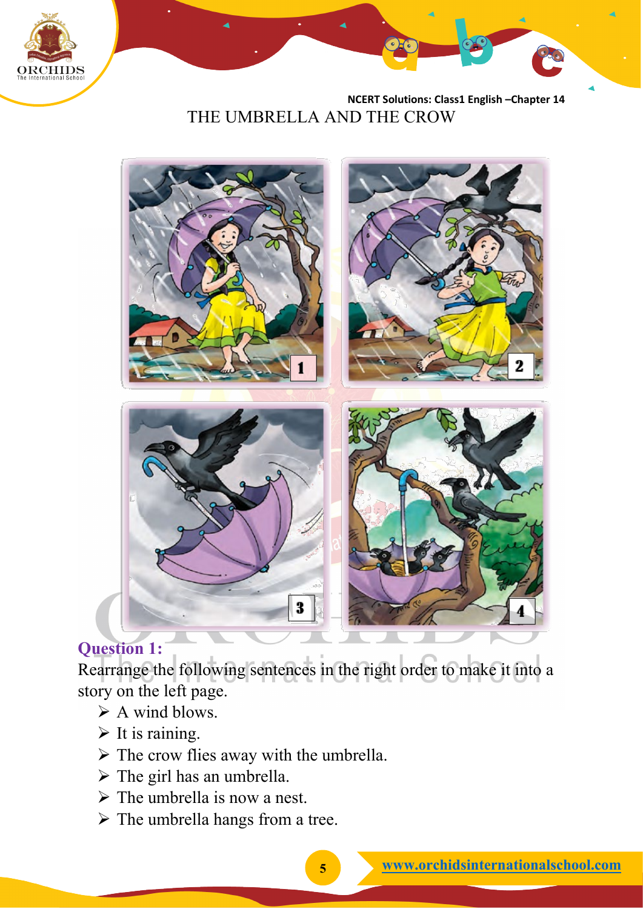# THE UMBRELLA AND THE CROW

**Question 1:**

Rearrange the following sentences in the right order to make it into a story on the left page.

- A wind blows.
- It is raining.
- The crow flies away with the umbrella.
- The girl has an umbrella.
- The umbrella is now a nest.
- The umbrella hangs from a tree.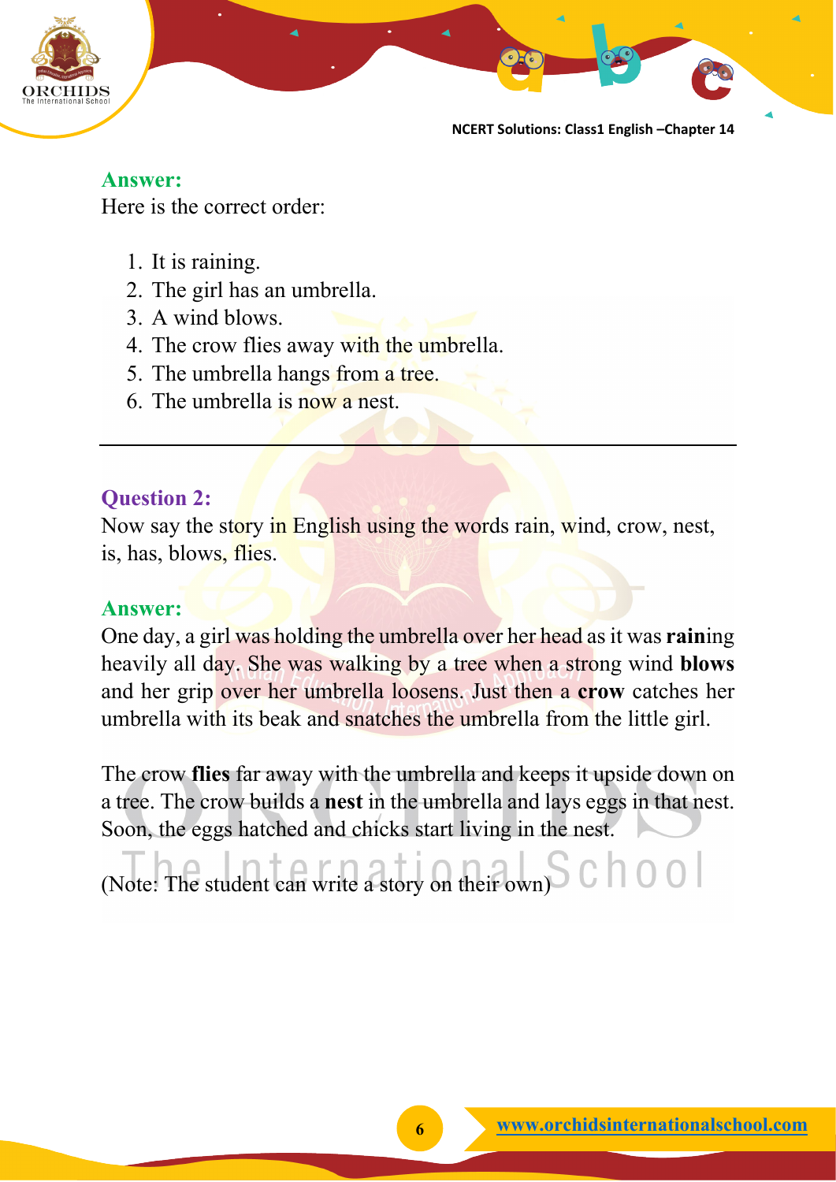**Answer:**

Here is the correct order:

1. It is raining.
2. The girl has an umbrella.
3. A wind blows.
4. The crow flies away with the umbrella.
5. The umbrella hangs from a tree.
6. The umbrella is now a nest.

---

**Question 2:**

Now say the story in English using the words rain, wind, crow, nest, is, has, blows, flies.

**Answer:**

One day, a girl was holding the umbrella over her head as it was **rain**ing heavily all day. She was walking by a tree when a strong wind **blows** and her grip over her umbrella loosens. Just then a **crow** catches her umbrella with its beak and snatches the umbrella from the little girl.

The crow **flies** far away with the umbrella and keeps it upside down on a tree. The crow builds a **nest** in the umbrella and lays eggs in that nest. Soon, the eggs hatched and chicks start living in the nest.

(Note: The student can write a story on their own)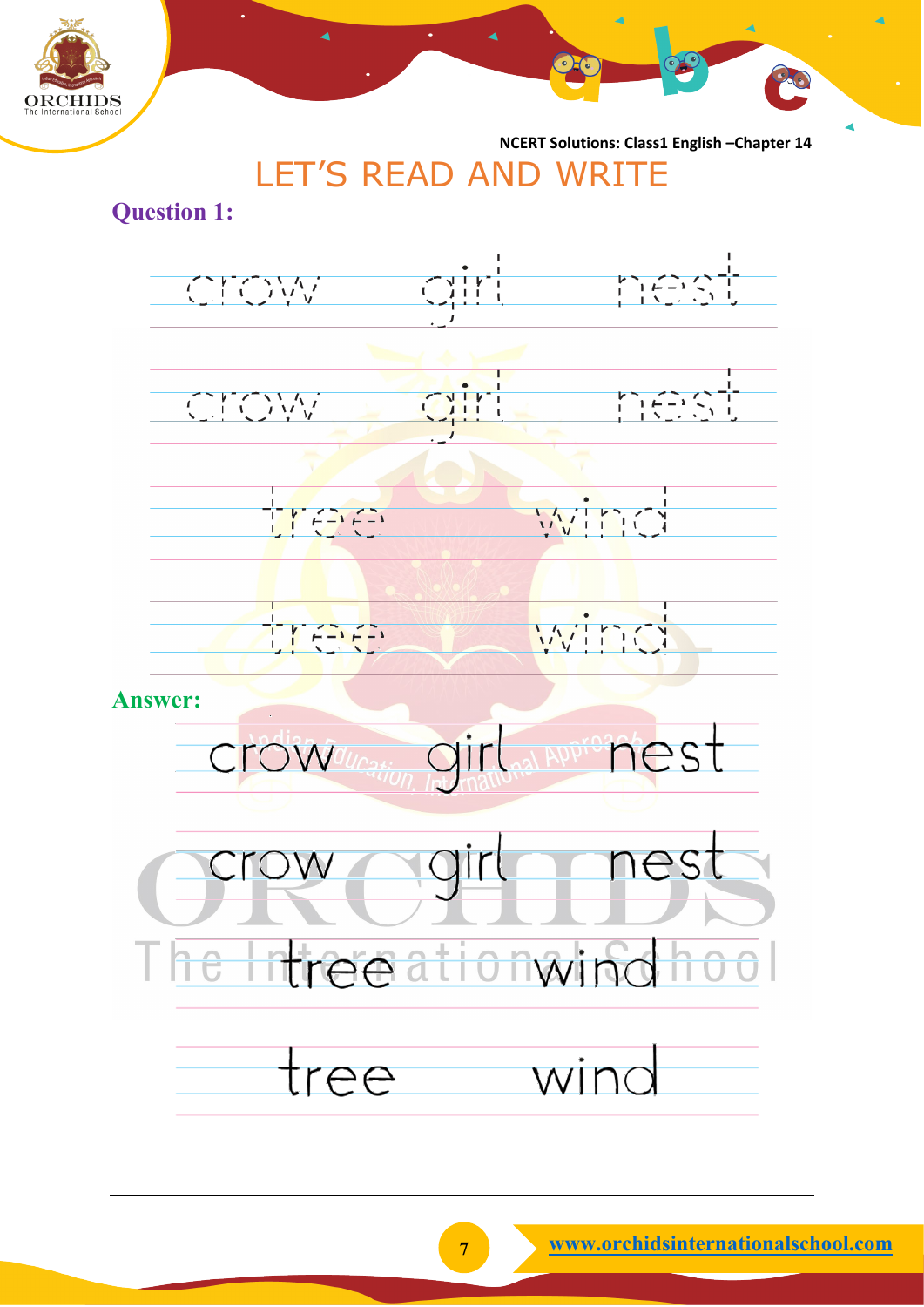# LET'S READ AND WRITE

**Question 1:**

crow girl nest

crow girl nest

tree wind

tree wind

**Answer:**

crow girl nest

crow girl nest

tree wind

tree wind